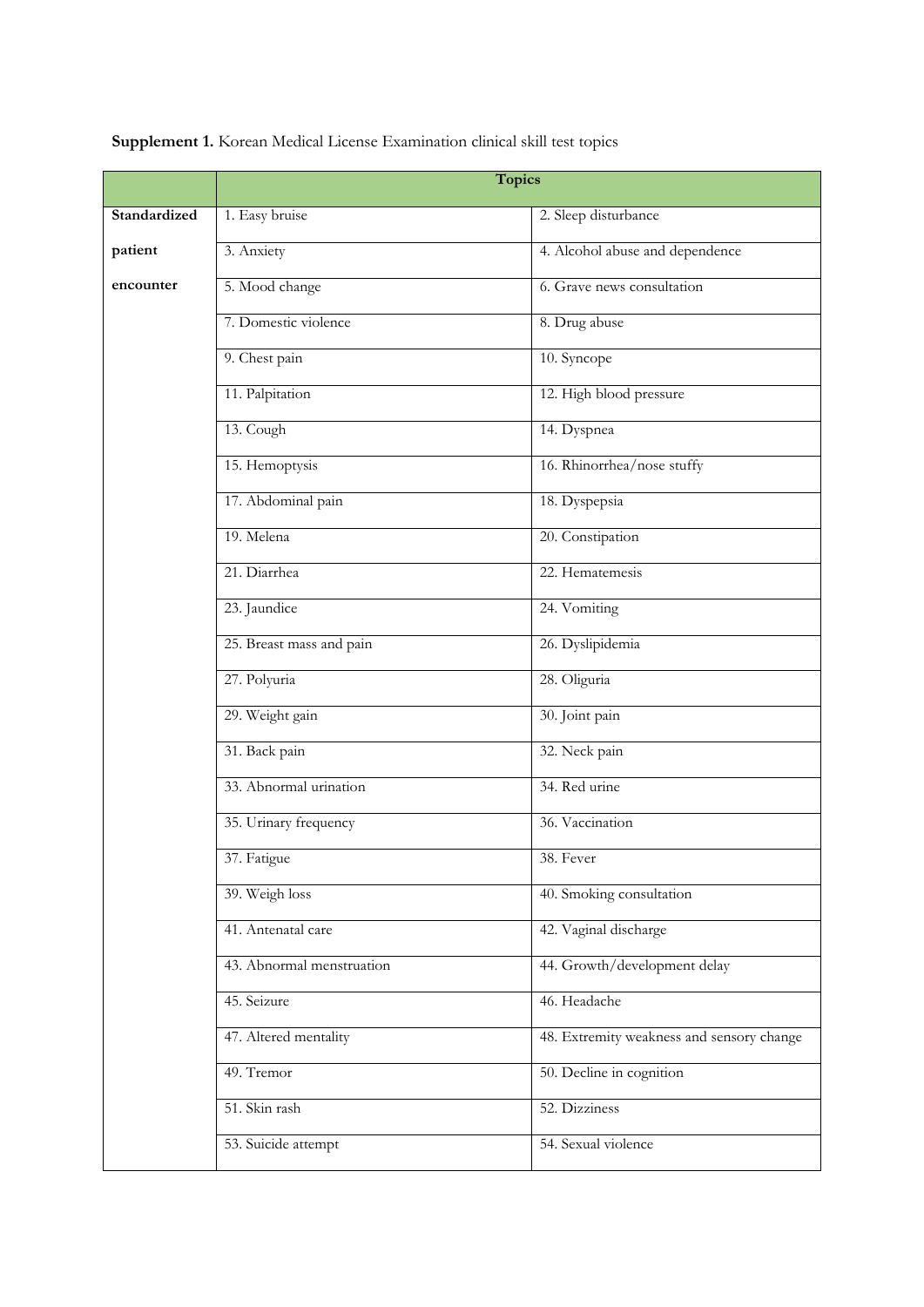**Supplement 1.** Korean Medical License Examination clinical skill test topics

| | Topics | |
|---|---|---|
| **Standardized patient encounter** | 1. Easy bruise | 2. Sleep disturbance |
| | 3. Anxiety | 4. Alcohol abuse and dependence |
| | 5. Mood change | 6. Grave news consultation |
| | 7. Domestic violence | 8. Drug abuse |
| | 9. Chest pain | 10. Syncope |
| | 11. Palpitation | 12. High blood pressure |
| | 13. Cough | 14. Dyspnea |
| | 15. Hemoptysis | 16. Rhinorrhea/nose stuffy |
| | 17. Abdominal pain | 18. Dyspepsia |
| | 19. Melena | 20. Constipation |
| | 21. Diarrhea | 22. Hematemesis |
| | 23. Jaundice | 24. Vomiting |
| | 25. Breast mass and pain | 26. Dyslipidemia |
| | 27. Polyuria | 28. Oliguria |
| | 29. Weight gain | 30. Joint pain |
| | 31. Back pain | 32. Neck pain |
| | 33. Abnormal urination | 34. Red urine |
| | 35. Urinary frequency | 36. Vaccination |
| | 37. Fatigue | 38. Fever |
| | 39. Weigh loss | 40. Smoking consultation |
| | 41. Antenatal care | 42. Vaginal discharge |
| | 43. Abnormal menstruation | 44. Growth/development delay |
| | 45. Seizure | 46. Headache |
| | 47. Altered mentality | 48. Extremity weakness and sensory change |
| | 49. Tremor | 50. Decline in cognition |
| | 51. Skin rash | 52. Dizziness |
| | 53. Suicide attempt | 54. Sexual violence |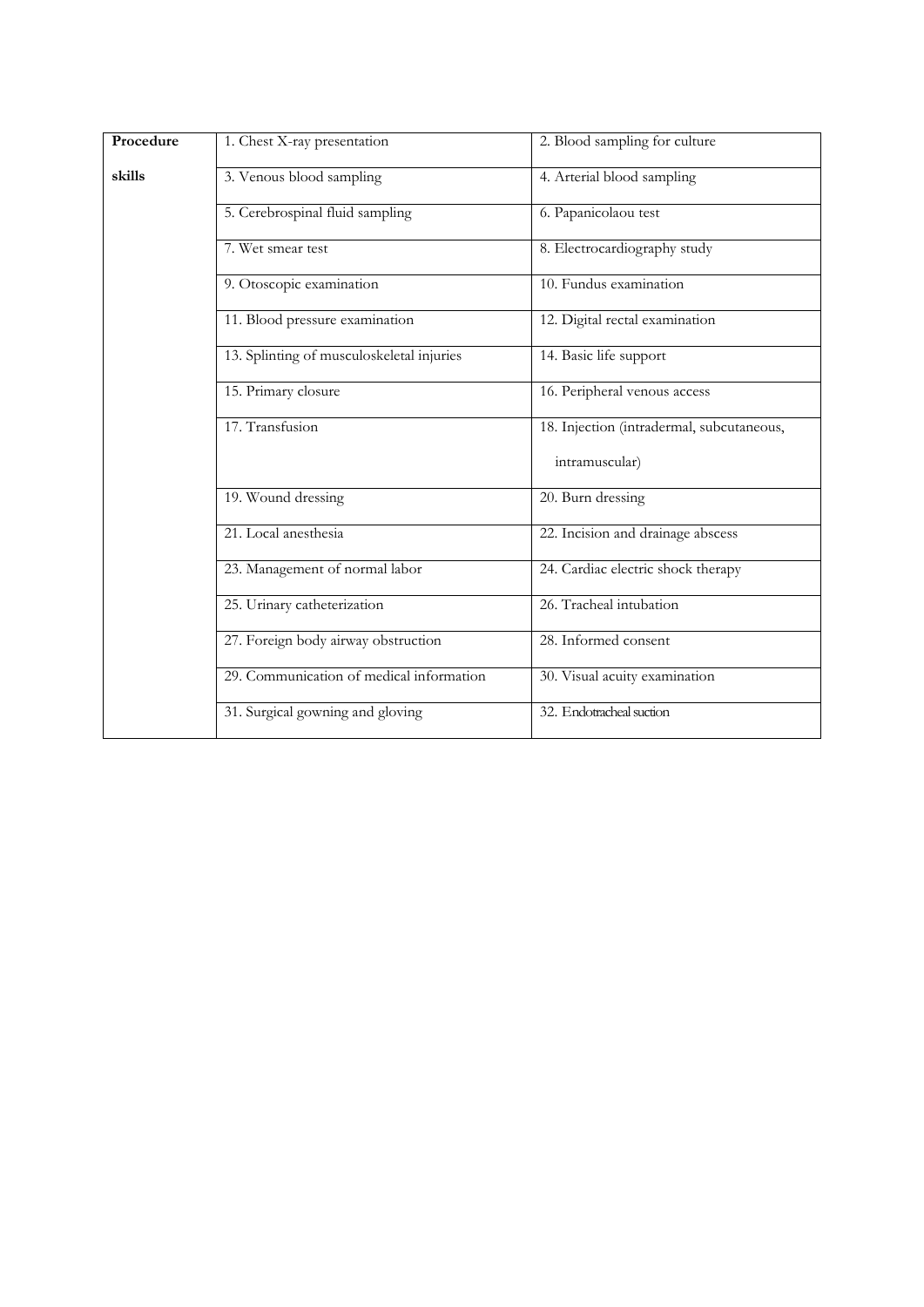| | | |
|---|---|---|
| **Procedure skills** | 1. Chest X-ray presentation | 2. Blood sampling for culture |
| | 3. Venous blood sampling | 4. Arterial blood sampling |
| | 5. Cerebrospinal fluid sampling | 6. Papanicolaou test |
| | 7. Wet smear test | 8. Electrocardiography study |
| | 9. Otoscopic examination | 10. Fundus examination |
| | 11. Blood pressure examination | 12. Digital rectal examination |
| | 13. Splinting of musculoskeletal injuries | 14. Basic life support |
| | 15. Primary closure | 16. Peripheral venous access |
| | 17. Transfusion | 18. Injection (intradermal, subcutaneous, intramuscular) |
| | 19. Wound dressing | 20. Burn dressing |
| | 21. Local anesthesia | 22. Incision and drainage abscess |
| | 23. Management of normal labor | 24. Cardiac electric shock therapy |
| | 25. Urinary catheterization | 26. Tracheal intubation |
| | 27. Foreign body airway obstruction | 28. Informed consent |
| | 29. Communication of medical information | 30. Visual acuity examination |
| | 31. Surgical gowning and gloving | 32. Endotracheal suction |